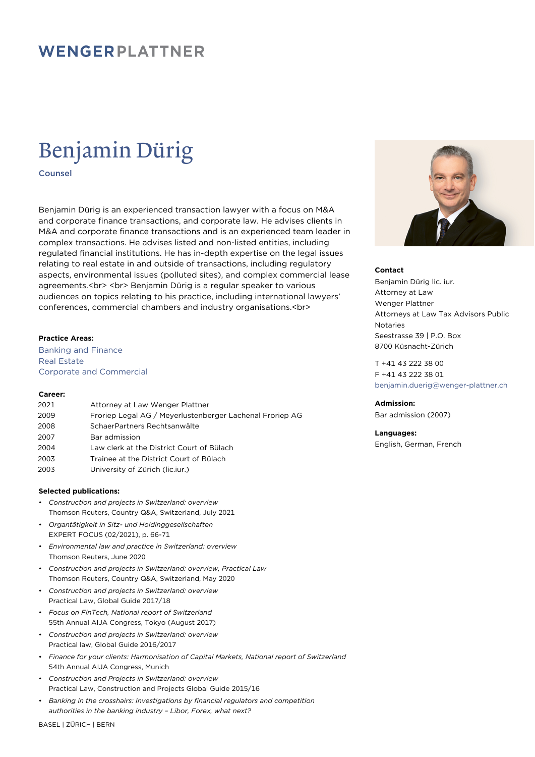WENGERPLATTNER

# Benjamin Dürig

Counsel

Benjamin Dürig is an experienced transaction lawyer with a focus on M&A and corporate finance transactions, and corporate law. He advises clients in M&A and corporate finance transactions and is an experienced team leader in complex transactions. He advises listed and non-listed entities, including regulated financial institutions. He has in-depth expertise on the legal issues relating to real estate in and outside of transactions, including regulatory aspects, environmental issues (polluted sites), and complex commercial lease agreements.<br> <br> Benjamin Dürig is a regular speaker to various audiences on topics relating to his practice, including international lawyers' conferences, commercial chambers and industry organisations.<br>

**Contact**

Benjamin Dürig lic. iur.
Attorney at Law
Wenger Plattner
Attorneys at Law Tax Advisors Public Notaries
Seestrasse 39 | P.O. Box
8700 Küsnacht-Zürich

T +41 43 222 38 00
F +41 43 222 38 01
benjamin.duerig@wenger-plattner.ch

**Admission:**

Bar admission (2007)

**Languages:**

English, German, French

**Practice Areas:**

Banking and Finance
Real Estate
Corporate and Commercial

**Career:**

| | |
|---|---|
| 2021 | Attorney at Law Wenger Plattner |
| 2009 | Froriep Legal AG / Meyerlustenberger Lachenal Froriep AG |
| 2008 | SchaerPartners Rechtsanwälte |
| 2007 | Bar admission |
| 2004 | Law clerk at the District Court of Bülach |
| 2003 | Trainee at the District Court of Bülach |
| 2003 | University of Zürich (lic.iur.) |

**Selected publications:**

- *Construction and projects in Switzerland: overview*
  Thomson Reuters, Country Q&A, Switzerland, July 2021
- *Organtätigkeit in Sitz- und Holdinggesellschaften*
  EXPERT FOCUS (02/2021), p. 66-71
- *Environmental law and practice in Switzerland: overview*
  Thomson Reuters, June 2020
- *Construction and projects in Switzerland: overview, Practical Law*
  Thomson Reuters, Country Q&A, Switzerland, May 2020
- *Construction and projects in Switzerland: overview*
  Practical Law, Global Guide 2017/18
- *Focus on FinTech, National report of Switzerland*
  55th Annual AIJA Congress, Tokyo (August 2017)
- *Construction and projects in Switzerland: overview*
  Practical law, Global Guide 2016/2017
- *Finance for your clients: Harmonisation of Capital Markets, National report of Switzerland*
  54th Annual AIJA Congress, Munich
- *Construction and Projects in Switzerland: overview*
  Practical Law, Construction and Projects Global Guide 2015/16
- *Banking in the crosshairs: Investigations by financial regulators and competition authorities in the banking industry – Libor, Forex, what next?*

BASEL | ZÜRICH | BERN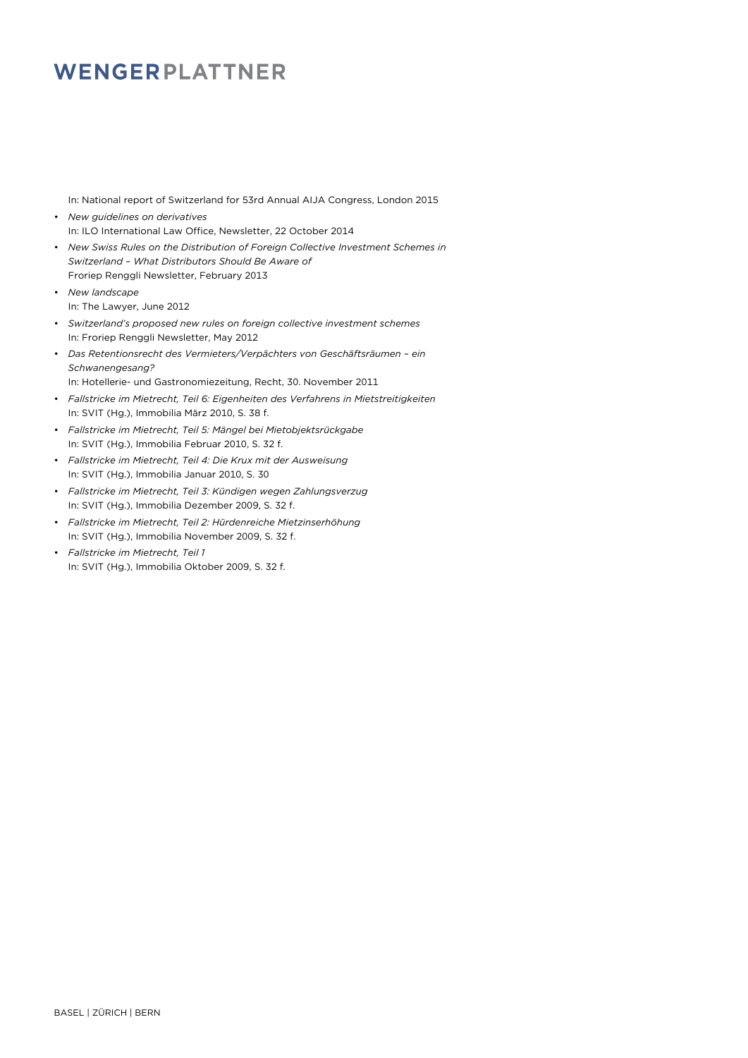In: National report of Switzerland for 53rd Annual AIJA Congress, London 2015

- *New guidelines on derivatives*  
  In: ILO International Law Office, Newsletter, 22 October 2014
- *New Swiss Rules on the Distribution of Foreign Collective Investment Schemes in Switzerland – What Distributors Should Be Aware of*  
  Froriep Renggli Newsletter, February 2013
- *New landscape*  
  In: The Lawyer, June 2012
- *Switzerland's proposed new rules on foreign collective investment schemes*  
  In: Froriep Renggli Newsletter, May 2012
- *Das Retentionsrecht des Vermieters/Verpächters von Geschäftsräumen – ein Schwanengesang?*  
  In: Hotellerie- und Gastronomiezeitung, Recht, 30. November 2011
- *Fallstricke im Mietrecht, Teil 6: Eigenheiten des Verfahrens in Mietstreitigkeiten*  
  In: SVIT (Hg.), Immobilia März 2010, S. 38 f.
- *Fallstricke im Mietrecht, Teil 5: Mängel bei Mietobjektsrückgabe*  
  In: SVIT (Hg.), Immobilia Februar 2010, S. 32 f.
- *Fallstricke im Mietrecht, Teil 4: Die Krux mit der Ausweisung*  
  In: SVIT (Hg.), Immobilia Januar 2010, S. 30
- *Fallstricke im Mietrecht, Teil 3: Kündigen wegen Zahlungsverzug*  
  In: SVIT (Hg.), Immobilia Dezember 2009, S. 32 f.
- *Fallstricke im Mietrecht, Teil 2: Hürdenreiche Mietzinserhöhung*  
  In: SVIT (Hg.), Immobilia November 2009, S. 32 f.
- *Fallstricke im Mietrecht, Teil 1*  
  In: SVIT (Hg.), Immobilia Oktober 2009, S. 32 f.